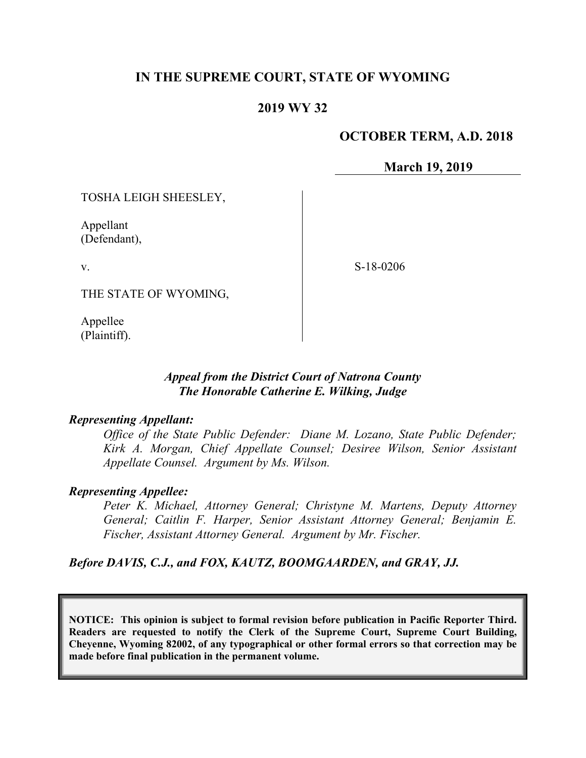# IN THE SUPREME COURT, STATE OF WYOMING

## 2019 WY 32

**OCTOBER TERM, A.D. 2018**

**March 19, 2019**

TOSHA LEIGH SHEESLEY,

Appellant
(Defendant),

v.

THE STATE OF WYOMING,

Appellee
(Plaintiff).

S-18-0206

*Appeal from the District Court of Natrona County*
*The Honorable Catherine E. Wilking, Judge*

***Representing Appellant:***

*Office of the State Public Defender: Diane M. Lozano, State Public Defender; Kirk A. Morgan, Chief Appellate Counsel; Desiree Wilson, Senior Assistant Appellate Counsel. Argument by Ms. Wilson.*

***Representing Appellee:***

*Peter K. Michael, Attorney General; Christyne M. Martens, Deputy Attorney General; Caitlin F. Harper, Senior Assistant Attorney General; Benjamin E. Fischer, Assistant Attorney General. Argument by Mr. Fischer.*

***Before DAVIS, C.J., and FOX, KAUTZ, BOOMGAARDEN, and GRAY, JJ.***

**NOTICE: This opinion is subject to formal revision before publication in Pacific Reporter Third. Readers are requested to notify the Clerk of the Supreme Court, Supreme Court Building, Cheyenne, Wyoming 82002, of any typographical or other formal errors so that correction may be made before final publication in the permanent volume.**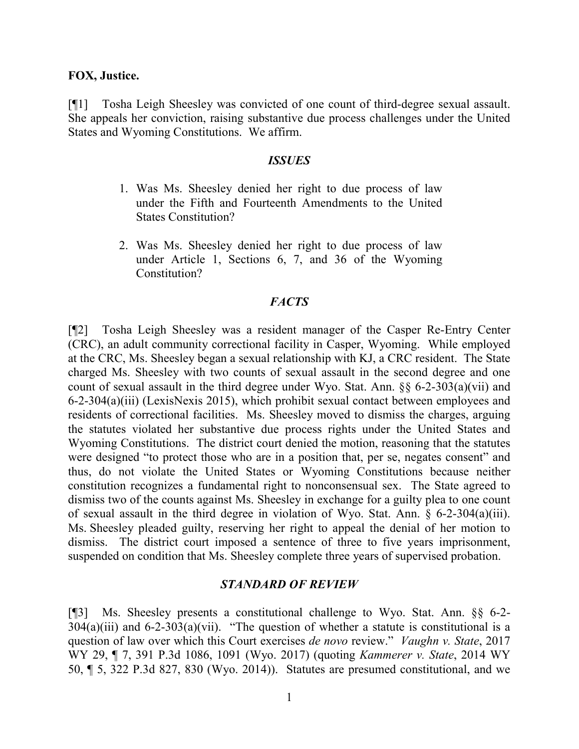**FOX, Justice.**

[¶1] Tosha Leigh Sheesley was convicted of one count of third-degree sexual assault. She appeals her conviction, raising substantive due process challenges under the United States and Wyoming Constitutions. We affirm.

### *ISSUES*

1. Was Ms. Sheesley denied her right to due process of law under the Fifth and Fourteenth Amendments to the United States Constitution?

2. Was Ms. Sheesley denied her right to due process of law under Article 1, Sections 6, 7, and 36 of the Wyoming Constitution?

### *FACTS*

[¶2] Tosha Leigh Sheesley was a resident manager of the Casper Re-Entry Center (CRC), an adult community correctional facility in Casper, Wyoming. While employed at the CRC, Ms. Sheesley began a sexual relationship with KJ, a CRC resident. The State charged Ms. Sheesley with two counts of sexual assault in the second degree and one count of sexual assault in the third degree under Wyo. Stat. Ann. §§ 6-2-303(a)(vii) and 6-2-304(a)(iii) (LexisNexis 2015), which prohibit sexual contact between employees and residents of correctional facilities. Ms. Sheesley moved to dismiss the charges, arguing the statutes violated her substantive due process rights under the United States and Wyoming Constitutions. The district court denied the motion, reasoning that the statutes were designed "to protect those who are in a position that, per se, negates consent" and thus, do not violate the United States or Wyoming Constitutions because neither constitution recognizes a fundamental right to nonconsensual sex. The State agreed to dismiss two of the counts against Ms. Sheesley in exchange for a guilty plea to one count of sexual assault in the third degree in violation of Wyo. Stat. Ann. § 6-2-304(a)(iii). Ms. Sheesley pleaded guilty, reserving her right to appeal the denial of her motion to dismiss. The district court imposed a sentence of three to five years imprisonment, suspended on condition that Ms. Sheesley complete three years of supervised probation.

### *STANDARD OF REVIEW*

[¶3] Ms. Sheesley presents a constitutional challenge to Wyo. Stat. Ann. §§ 6-2-304(a)(iii) and 6-2-303(a)(vii). "The question of whether a statute is constitutional is a question of law over which this Court exercises *de novo* review." *Vaughn v. State*, 2017 WY 29, ¶ 7, 391 P.3d 1086, 1091 (Wyo. 2017) (quoting *Kammerer v. State*, 2014 WY 50, ¶ 5, 322 P.3d 827, 830 (Wyo. 2014)). Statutes are presumed constitutional, and we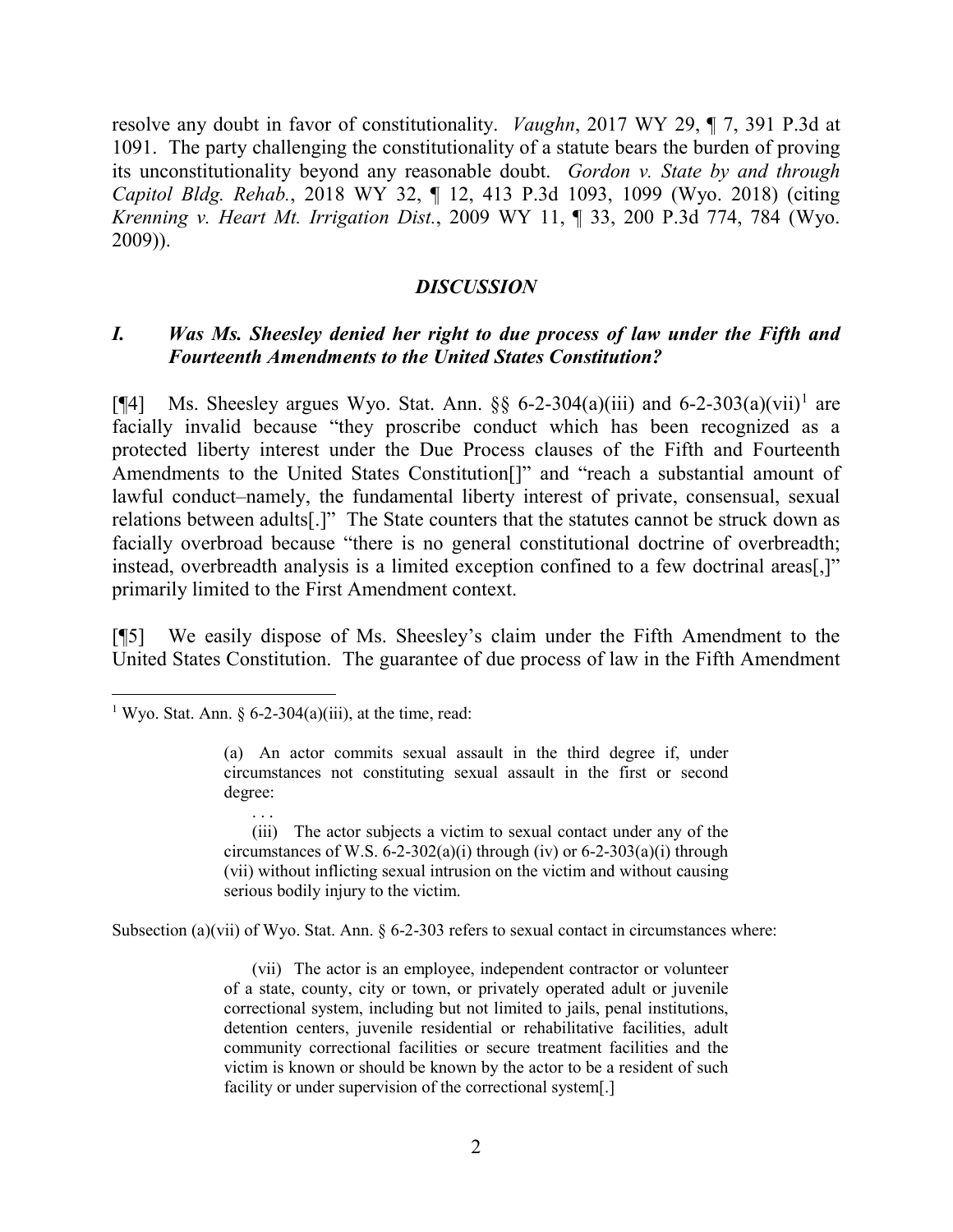resolve any doubt in favor of constitutionality. *Vaughn*, 2017 WY 29, ¶ 7, 391 P.3d at 1091. The party challenging the constitutionality of a statute bears the burden of proving its unconstitutionality beyond any reasonable doubt. *Gordon v. State by and through Capitol Bldg. Rehab.*, 2018 WY 32, ¶ 12, 413 P.3d 1093, 1099 (Wyo. 2018) (citing *Krenning v. Heart Mt. Irrigation Dist.*, 2009 WY 11, ¶ 33, 200 P.3d 774, 784 (Wyo. 2009)).

## *DISCUSSION*

### *I. Was Ms. Sheesley denied her right to due process of law under the Fifth and Fourteenth Amendments to the United States Constitution?*

[¶4] Ms. Sheesley argues Wyo. Stat. Ann. §§ 6-2-304(a)(iii) and 6-2-303(a)(vii)[1] are facially invalid because "they proscribe conduct which has been recognized as a protected liberty interest under the Due Process clauses of the Fifth and Fourteenth Amendments to the United States Constitution[]" and "reach a substantial amount of lawful conduct–namely, the fundamental liberty interest of private, consensual, sexual relations between adults[.]" The State counters that the statutes cannot be struck down as facially overbroad because "there is no general constitutional doctrine of overbreadth; instead, overbreadth analysis is a limited exception confined to a few doctrinal areas[,]" primarily limited to the First Amendment context.

[¶5] We easily dispose of Ms. Sheesley's claim under the Fifth Amendment to the United States Constitution. The guarantee of due process of law in the Fifth Amendment

---

[1] Wyo. Stat. Ann. § 6-2-304(a)(iii), at the time, read:

> (a) An actor commits sexual assault in the third degree if, under circumstances not constituting sexual assault in the first or second degree:
>
> . . .
>
> (iii) The actor subjects a victim to sexual contact under any of the circumstances of W.S. 6-2-302(a)(i) through (iv) or 6-2-303(a)(i) through (vii) without inflicting sexual intrusion on the victim and without causing serious bodily injury to the victim.

Subsection (a)(vii) of Wyo. Stat. Ann. § 6-2-303 refers to sexual contact in circumstances where:

> (vii) The actor is an employee, independent contractor or volunteer of a state, county, city or town, or privately operated adult or juvenile correctional system, including but not limited to jails, penal institutions, detention centers, juvenile residential or rehabilitative facilities, adult community correctional facilities or secure treatment facilities and the victim is known or should be known by the actor to be a resident of such facility or under supervision of the correctional system[.]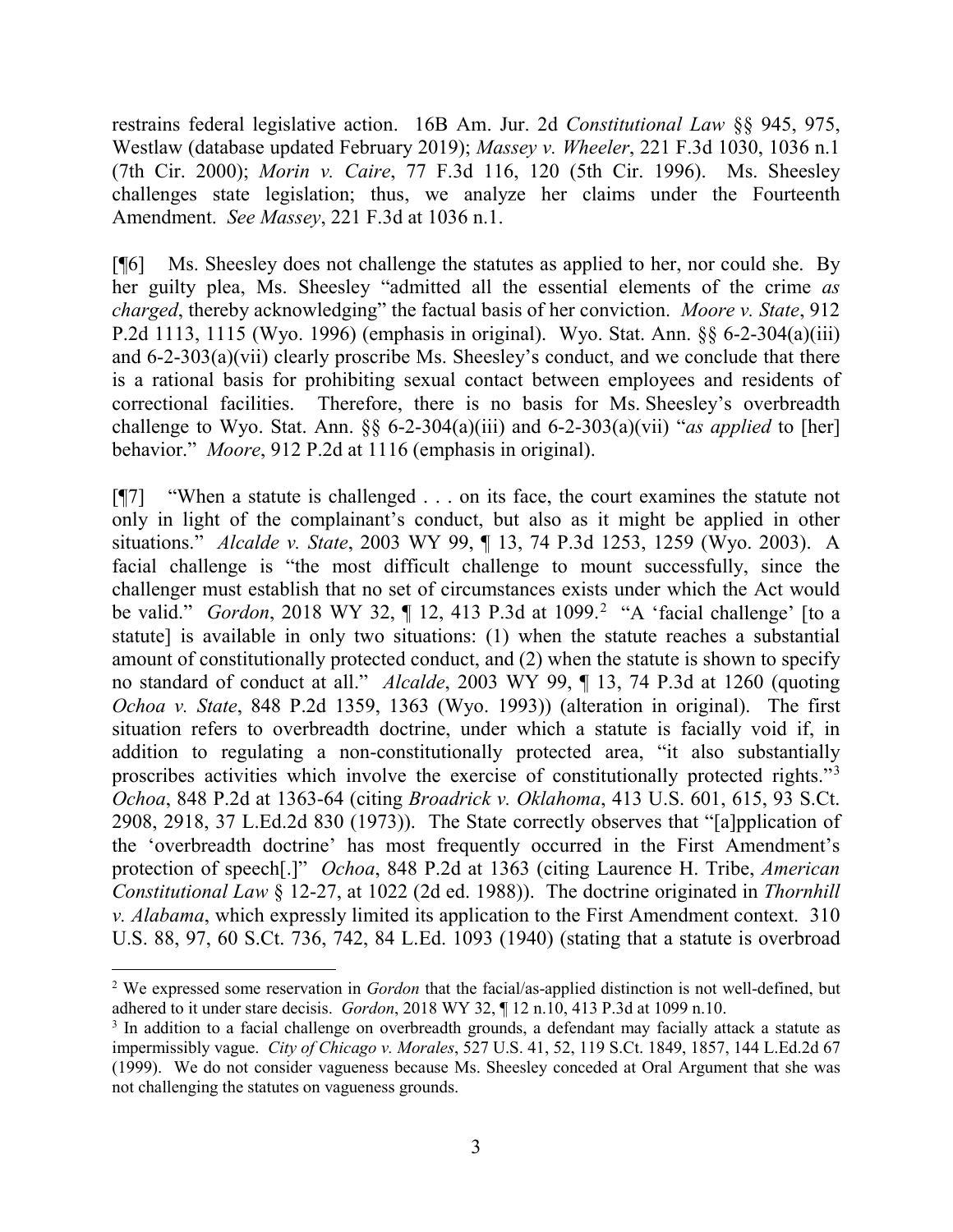restrains federal legislative action. 16B Am. Jur. 2d *Constitutional Law* §§ 945, 975, Westlaw (database updated February 2019); *Massey v. Wheeler*, 221 F.3d 1030, 1036 n.1 (7th Cir. 2000); *Morin v. Caire*, 77 F.3d 116, 120 (5th Cir. 1996). Ms. Sheesley challenges state legislation; thus, we analyze her claims under the Fourteenth Amendment. *See Massey*, 221 F.3d at 1036 n.1.

[¶6] Ms. Sheesley does not challenge the statutes as applied to her, nor could she. By her guilty plea, Ms. Sheesley "admitted all the essential elements of the crime *as charged*, thereby acknowledging" the factual basis of her conviction. *Moore v. State*, 912 P.2d 1113, 1115 (Wyo. 1996) (emphasis in original). Wyo. Stat. Ann. §§ 6-2-304(a)(iii) and 6-2-303(a)(vii) clearly proscribe Ms. Sheesley's conduct, and we conclude that there is a rational basis for prohibiting sexual contact between employees and residents of correctional facilities. Therefore, there is no basis for Ms. Sheesley's overbreadth challenge to Wyo. Stat. Ann. §§ 6-2-304(a)(iii) and 6-2-303(a)(vii) "*as applied* to [her] behavior." *Moore*, 912 P.2d at 1116 (emphasis in original).

[¶7] "When a statute is challenged . . . on its face, the court examines the statute not only in light of the complainant's conduct, but also as it might be applied in other situations." *Alcalde v. State*, 2003 WY 99, ¶ 13, 74 P.3d 1253, 1259 (Wyo. 2003). A facial challenge is "the most difficult challenge to mount successfully, since the challenger must establish that no set of circumstances exists under which the Act would be valid." *Gordon*, 2018 WY 32, ¶ 12, 413 P.3d at 1099.[2] "A 'facial challenge' [to a statute] is available in only two situations: (1) when the statute reaches a substantial amount of constitutionally protected conduct, and (2) when the statute is shown to specify no standard of conduct at all." *Alcalde*, 2003 WY 99, ¶ 13, 74 P.3d at 1260 (quoting *Ochoa v. State*, 848 P.2d 1359, 1363 (Wyo. 1993)) (alteration in original). The first situation refers to overbreadth doctrine, under which a statute is facially void if, in addition to regulating a non-constitutionally protected area, "it also substantially proscribes activities which involve the exercise of constitutionally protected rights."[3] *Ochoa*, 848 P.2d at 1363-64 (citing *Broadrick v. Oklahoma*, 413 U.S. 601, 615, 93 S.Ct. 2908, 2918, 37 L.Ed.2d 830 (1973)). The State correctly observes that "[a]pplication of the 'overbreadth doctrine' has most frequently occurred in the First Amendment's protection of speech[.]" *Ochoa*, 848 P.2d at 1363 (citing Laurence H. Tribe, *American Constitutional Law* § 12-27, at 1022 (2d ed. 1988)). The doctrine originated in *Thornhill v. Alabama*, which expressly limited its application to the First Amendment context. 310 U.S. 88, 97, 60 S.Ct. 736, 742, 84 L.Ed. 1093 (1940) (stating that a statute is overbroad

---

[2] We expressed some reservation in *Gordon* that the facial/as-applied distinction is not well-defined, but adhered to it under stare decisis. *Gordon*, 2018 WY 32, ¶ 12 n.10, 413 P.3d at 1099 n.10.

[3] In addition to a facial challenge on overbreadth grounds, a defendant may facially attack a statute as impermissibly vague. *City of Chicago v. Morales*, 527 U.S. 41, 52, 119 S.Ct. 1849, 1857, 144 L.Ed.2d 67 (1999). We do not consider vagueness because Ms. Sheesley conceded at Oral Argument that she was not challenging the statutes on vagueness grounds.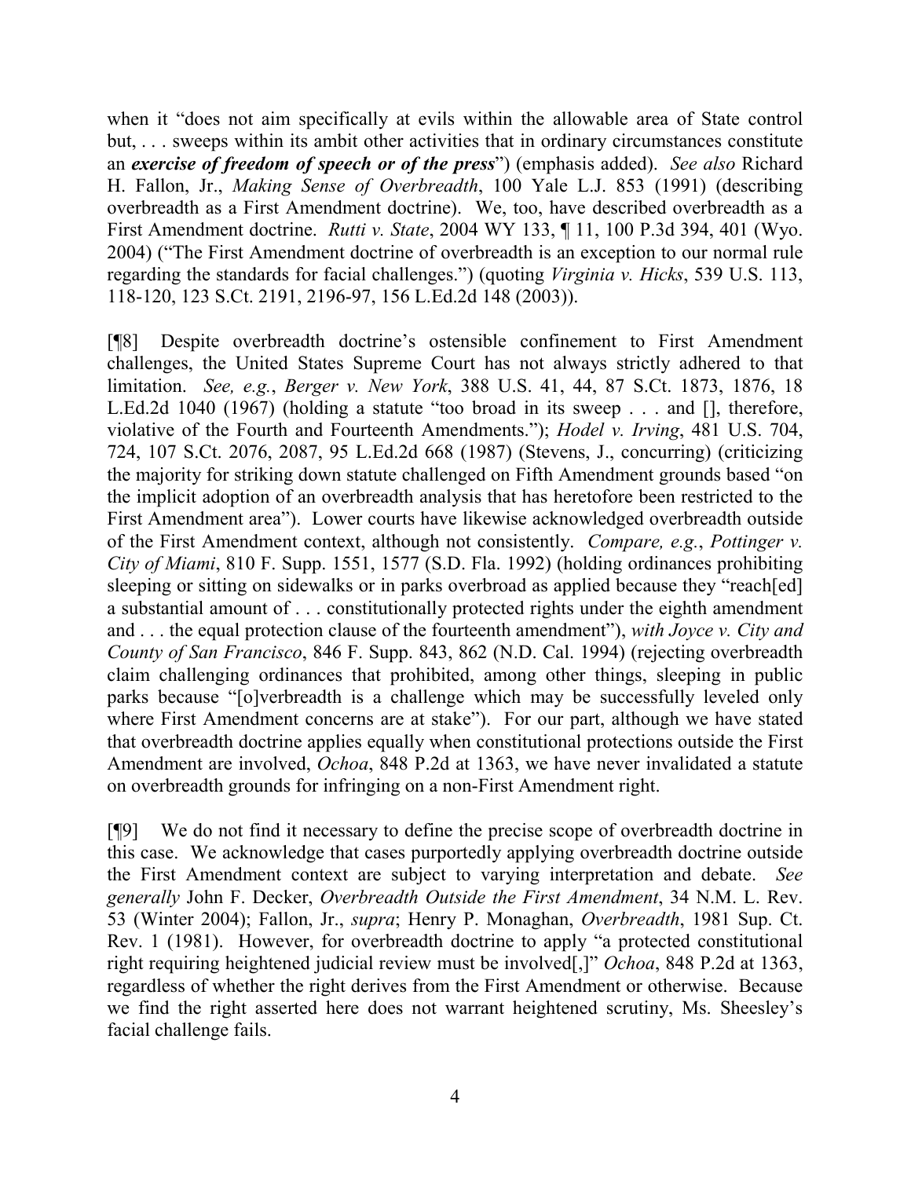when it "does not aim specifically at evils within the allowable area of State control but, . . . sweeps within its ambit other activities that in ordinary circumstances constitute an ***exercise of freedom of speech or of the press***") (emphasis added). *See also* Richard H. Fallon, Jr., *Making Sense of Overbreadth*, 100 Yale L.J. 853 (1991) (describing overbreadth as a First Amendment doctrine). We, too, have described overbreadth as a First Amendment doctrine. *Rutti v. State*, 2004 WY 133, ¶ 11, 100 P.3d 394, 401 (Wyo. 2004) ("The First Amendment doctrine of overbreadth is an exception to our normal rule regarding the standards for facial challenges.") (quoting *Virginia v. Hicks*, 539 U.S. 113, 118-120, 123 S.Ct. 2191, 2196-97, 156 L.Ed.2d 148 (2003)).

[¶8] Despite overbreadth doctrine's ostensible confinement to First Amendment challenges, the United States Supreme Court has not always strictly adhered to that limitation. *See, e.g.*, *Berger v. New York*, 388 U.S. 41, 44, 87 S.Ct. 1873, 1876, 18 L.Ed.2d 1040 (1967) (holding a statute "too broad in its sweep . . . and [], therefore, violative of the Fourth and Fourteenth Amendments."); *Hodel v. Irving*, 481 U.S. 704, 724, 107 S.Ct. 2076, 2087, 95 L.Ed.2d 668 (1987) (Stevens, J., concurring) (criticizing the majority for striking down statute challenged on Fifth Amendment grounds based "on the implicit adoption of an overbreadth analysis that has heretofore been restricted to the First Amendment area"). Lower courts have likewise acknowledged overbreadth outside of the First Amendment context, although not consistently. *Compare, e.g.*, *Pottinger v. City of Miami*, 810 F. Supp. 1551, 1577 (S.D. Fla. 1992) (holding ordinances prohibiting sleeping or sitting on sidewalks or in parks overbroad as applied because they "reach[ed] a substantial amount of . . . constitutionally protected rights under the eighth amendment and . . . the equal protection clause of the fourteenth amendment"), *with Joyce v. City and County of San Francisco*, 846 F. Supp. 843, 862 (N.D. Cal. 1994) (rejecting overbreadth claim challenging ordinances that prohibited, among other things, sleeping in public parks because "[o]verbreadth is a challenge which may be successfully leveled only where First Amendment concerns are at stake"). For our part, although we have stated that overbreadth doctrine applies equally when constitutional protections outside the First Amendment are involved, *Ochoa*, 848 P.2d at 1363, we have never invalidated a statute on overbreadth grounds for infringing on a non-First Amendment right.

[¶9] We do not find it necessary to define the precise scope of overbreadth doctrine in this case. We acknowledge that cases purportedly applying overbreadth doctrine outside the First Amendment context are subject to varying interpretation and debate. *See generally* John F. Decker, *Overbreadth Outside the First Amendment*, 34 N.M. L. Rev. 53 (Winter 2004); Fallon, Jr., *supra*; Henry P. Monaghan, *Overbreadth*, 1981 Sup. Ct. Rev. 1 (1981). However, for overbreadth doctrine to apply "a protected constitutional right requiring heightened judicial review must be involved[,]" *Ochoa*, 848 P.2d at 1363, regardless of whether the right derives from the First Amendment or otherwise. Because we find the right asserted here does not warrant heightened scrutiny, Ms. Sheesley's facial challenge fails.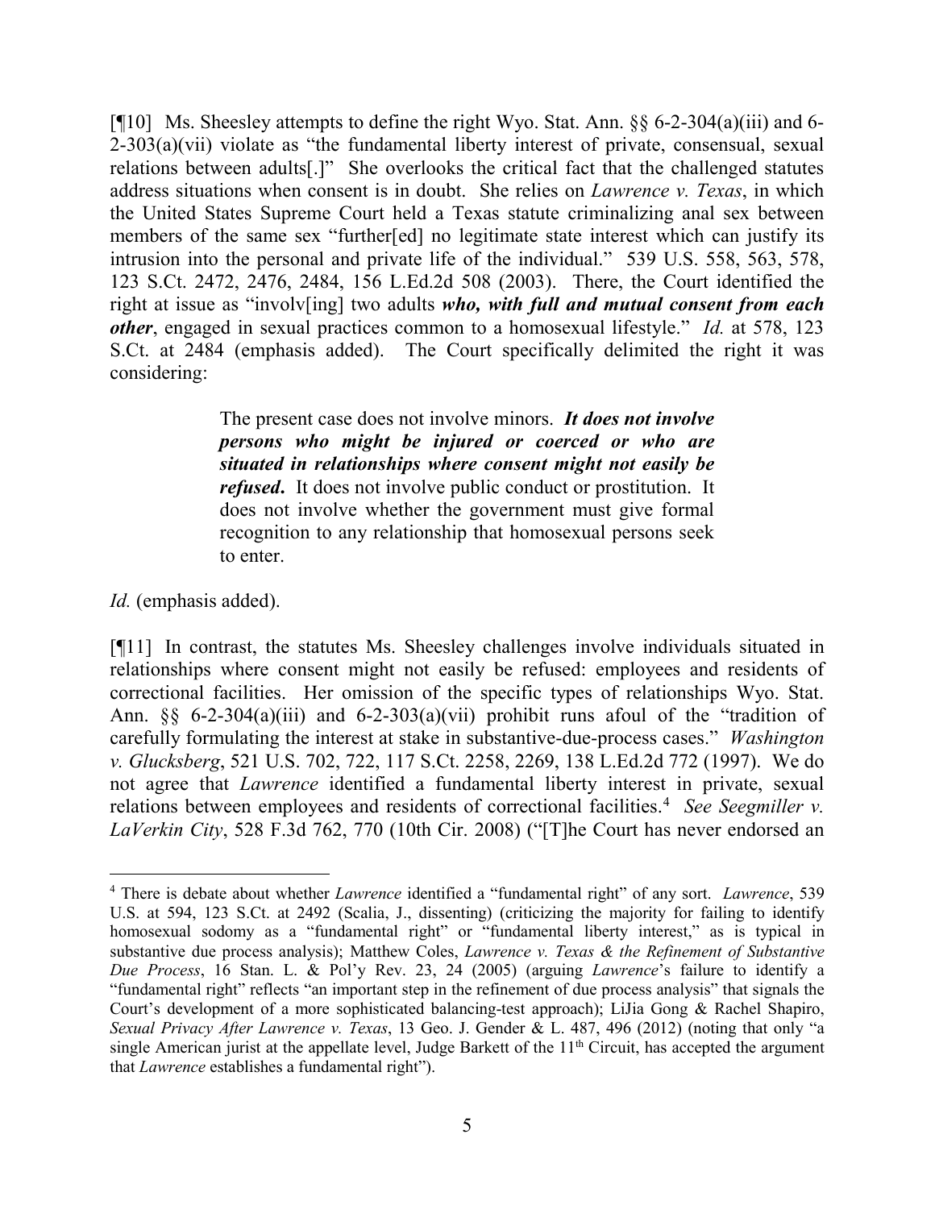[¶10] Ms. Sheesley attempts to define the right Wyo. Stat. Ann. §§ 6-2-304(a)(iii) and 6-2-303(a)(vii) violate as "the fundamental liberty interest of private, consensual, sexual relations between adults[.]" She overlooks the critical fact that the challenged statutes address situations when consent is in doubt. She relies on *Lawrence v. Texas*, in which the United States Supreme Court held a Texas statute criminalizing anal sex between members of the same sex "further[ed] no legitimate state interest which can justify its intrusion into the personal and private life of the individual." 539 U.S. 558, 563, 578, 123 S.Ct. 2472, 2476, 2484, 156 L.Ed.2d 508 (2003). There, the Court identified the right at issue as "involv[ing] two adults ***who, with full and mutual consent from each other***, engaged in sexual practices common to a homosexual lifestyle." *Id.* at 578, 123 S.Ct. at 2484 (emphasis added). The Court specifically delimited the right it was considering:

> The present case does not involve minors. ***It does not involve persons who might be injured or coerced or who are situated in relationships where consent might not easily be refused.*** It does not involve public conduct or prostitution. It does not involve whether the government must give formal recognition to any relationship that homosexual persons seek to enter.

*Id.* (emphasis added).

[¶11] In contrast, the statutes Ms. Sheesley challenges involve individuals situated in relationships where consent might not easily be refused: employees and residents of correctional facilities. Her omission of the specific types of relationships Wyo. Stat. Ann. §§ 6-2-304(a)(iii) and 6-2-303(a)(vii) prohibit runs afoul of the "tradition of carefully formulating the interest at stake in substantive-due-process cases." *Washington v. Glucksberg*, 521 U.S. 702, 722, 117 S.Ct. 2258, 2269, 138 L.Ed.2d 772 (1997). We do not agree that *Lawrence* identified a fundamental liberty interest in private, sexual relations between employees and residents of correctional facilities.[4] *See Seegmiller v. LaVerkin City*, 528 F.3d 762, 770 (10th Cir. 2008) ("[T]he Court has never endorsed an

---

[4] There is debate about whether *Lawrence* identified a "fundamental right" of any sort. *Lawrence*, 539 U.S. at 594, 123 S.Ct. at 2492 (Scalia, J., dissenting) (criticizing the majority for failing to identify homosexual sodomy as a "fundamental right" or "fundamental liberty interest," as is typical in substantive due process analysis); Matthew Coles, *Lawrence v. Texas & the Refinement of Substantive Due Process*, 16 Stan. L. & Pol'y Rev. 23, 24 (2005) (arguing *Lawrence*'s failure to identify a "fundamental right" reflects "an important step in the refinement of due process analysis" that signals the Court's development of a more sophisticated balancing-test approach); LiJia Gong & Rachel Shapiro, *Sexual Privacy After Lawrence v. Texas*, 13 Geo. J. Gender & L. 487, 496 (2012) (noting that only "a single American jurist at the appellate level, Judge Barkett of the 11th Circuit, has accepted the argument that *Lawrence* establishes a fundamental right").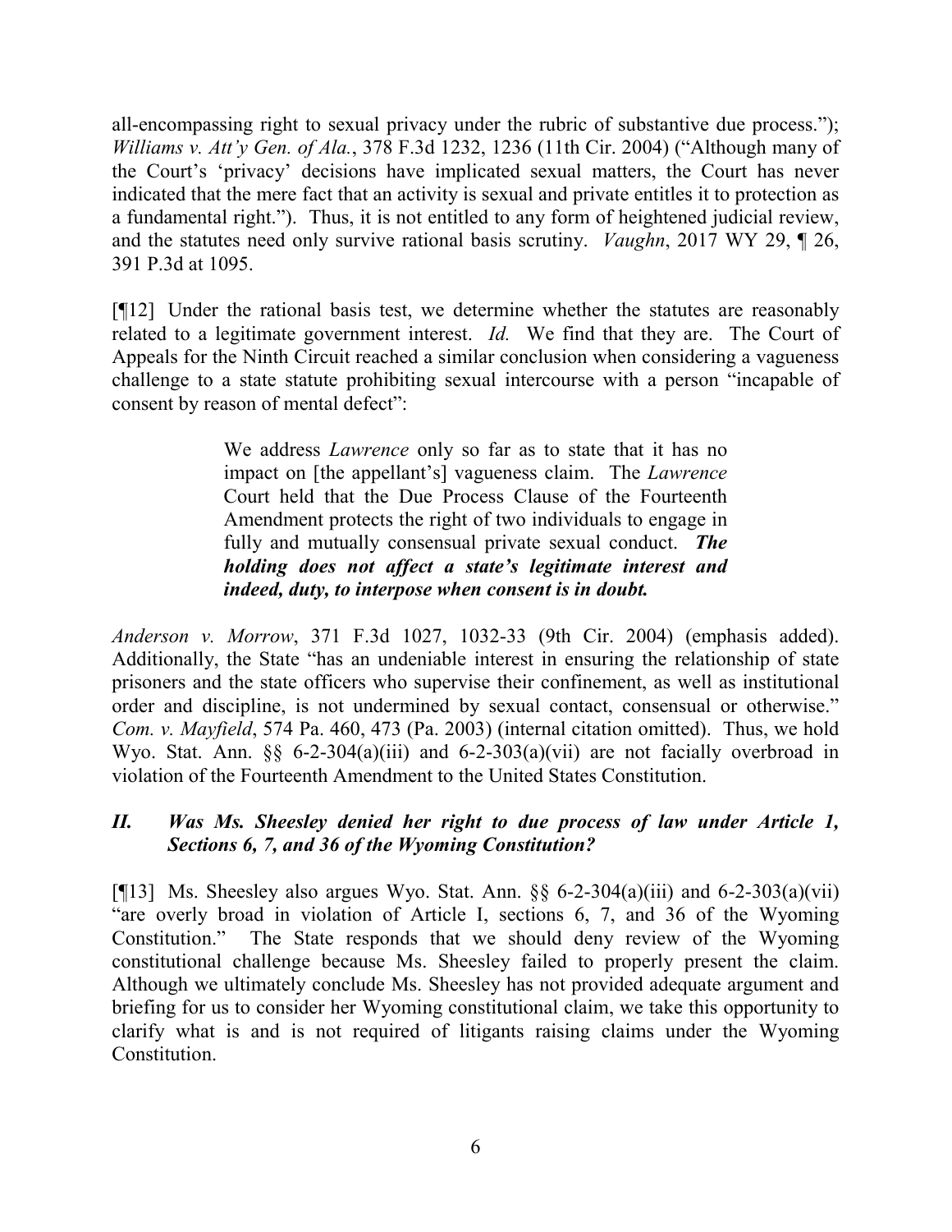all-encompassing right to sexual privacy under the rubric of substantive due process."); *Williams v. Att'y Gen. of Ala.*, 378 F.3d 1232, 1236 (11th Cir. 2004) ("Although many of the Court's 'privacy' decisions have implicated sexual matters, the Court has never indicated that the mere fact that an activity is sexual and private entitles it to protection as a fundamental right."). Thus, it is not entitled to any form of heightened judicial review, and the statutes need only survive rational basis scrutiny. *Vaughn*, 2017 WY 29, ¶ 26, 391 P.3d at 1095.

[¶12] Under the rational basis test, we determine whether the statutes are reasonably related to a legitimate government interest. *Id.* We find that they are. The Court of Appeals for the Ninth Circuit reached a similar conclusion when considering a vagueness challenge to a state statute prohibiting sexual intercourse with a person "incapable of consent by reason of mental defect":

> We address *Lawrence* only so far as to state that it has no impact on [the appellant's] vagueness claim. The *Lawrence* Court held that the Due Process Clause of the Fourteenth Amendment protects the right of two individuals to engage in fully and mutually consensual private sexual conduct. ***The holding does not affect a state's legitimate interest and indeed, duty, to interpose when consent is in doubt.***

*Anderson v. Morrow*, 371 F.3d 1027, 1032-33 (9th Cir. 2004) (emphasis added). Additionally, the State "has an undeniable interest in ensuring the relationship of state prisoners and the state officers who supervise their confinement, as well as institutional order and discipline, is not undermined by sexual contact, consensual or otherwise." *Com. v. Mayfield*, 574 Pa. 460, 473 (Pa. 2003) (internal citation omitted). Thus, we hold Wyo. Stat. Ann. §§ 6-2-304(a)(iii) and 6-2-303(a)(vii) are not facially overbroad in violation of the Fourteenth Amendment to the United States Constitution.

### *II. Was Ms. Sheesley denied her right to due process of law under Article 1, Sections 6, 7, and 36 of the Wyoming Constitution?*

[¶13] Ms. Sheesley also argues Wyo. Stat. Ann. §§ 6-2-304(a)(iii) and 6-2-303(a)(vii) "are overly broad in violation of Article I, sections 6, 7, and 36 of the Wyoming Constitution." The State responds that we should deny review of the Wyoming constitutional challenge because Ms. Sheesley failed to properly present the claim. Although we ultimately conclude Ms. Sheesley has not provided adequate argument and briefing for us to consider her Wyoming constitutional claim, we take this opportunity to clarify what is and is not required of litigants raising claims under the Wyoming Constitution.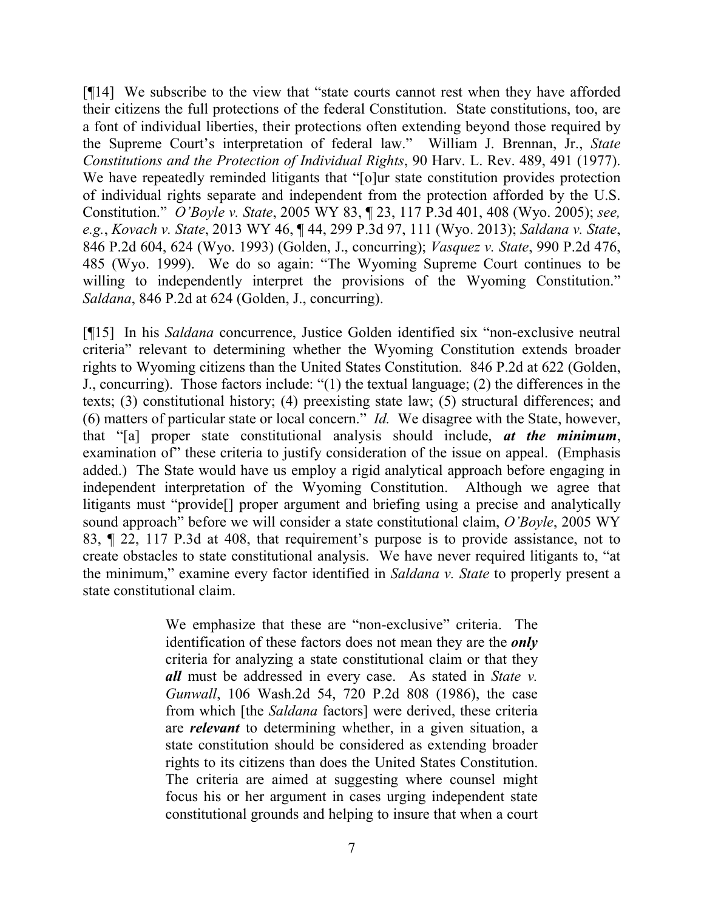[¶14] We subscribe to the view that "state courts cannot rest when they have afforded their citizens the full protections of the federal Constitution. State constitutions, too, are a font of individual liberties, their protections often extending beyond those required by the Supreme Court's interpretation of federal law." William J. Brennan, Jr., *State Constitutions and the Protection of Individual Rights*, 90 Harv. L. Rev. 489, 491 (1977). We have repeatedly reminded litigants that "[o]ur state constitution provides protection of individual rights separate and independent from the protection afforded by the U.S. Constitution." *O'Boyle v. State*, 2005 WY 83, ¶ 23, 117 P.3d 401, 408 (Wyo. 2005); *see, e.g.*, *Kovach v. State*, 2013 WY 46, ¶ 44, 299 P.3d 97, 111 (Wyo. 2013); *Saldana v. State*, 846 P.2d 604, 624 (Wyo. 1993) (Golden, J., concurring); *Vasquez v. State*, 990 P.2d 476, 485 (Wyo. 1999). We do so again: "The Wyoming Supreme Court continues to be willing to independently interpret the provisions of the Wyoming Constitution." *Saldana*, 846 P.2d at 624 (Golden, J., concurring).

[¶15] In his *Saldana* concurrence, Justice Golden identified six "non-exclusive neutral criteria" relevant to determining whether the Wyoming Constitution extends broader rights to Wyoming citizens than the United States Constitution. 846 P.2d at 622 (Golden, J., concurring). Those factors include: "(1) the textual language; (2) the differences in the texts; (3) constitutional history; (4) preexisting state law; (5) structural differences; and (6) matters of particular state or local concern." *Id.* We disagree with the State, however, that "[a] proper state constitutional analysis should include, ***at the minimum***, examination of" these criteria to justify consideration of the issue on appeal. (Emphasis added.) The State would have us employ a rigid analytical approach before engaging in independent interpretation of the Wyoming Constitution. Although we agree that litigants must "provide[] proper argument and briefing using a precise and analytically sound approach" before we will consider a state constitutional claim, *O'Boyle*, 2005 WY 83, ¶ 22, 117 P.3d at 408, that requirement's purpose is to provide assistance, not to create obstacles to state constitutional analysis. We have never required litigants to, "at the minimum," examine every factor identified in *Saldana v. State* to properly present a state constitutional claim.

> We emphasize that these are "non-exclusive" criteria. The identification of these factors does not mean they are the ***only*** criteria for analyzing a state constitutional claim or that they ***all*** must be addressed in every case. As stated in *State v. Gunwall*, 106 Wash.2d 54, 720 P.2d 808 (1986), the case from which [the *Saldana* factors] were derived, these criteria are ***relevant*** to determining whether, in a given situation, a state constitution should be considered as extending broader rights to its citizens than does the United States Constitution. The criteria are aimed at suggesting where counsel might focus his or her argument in cases urging independent state constitutional grounds and helping to insure that when a court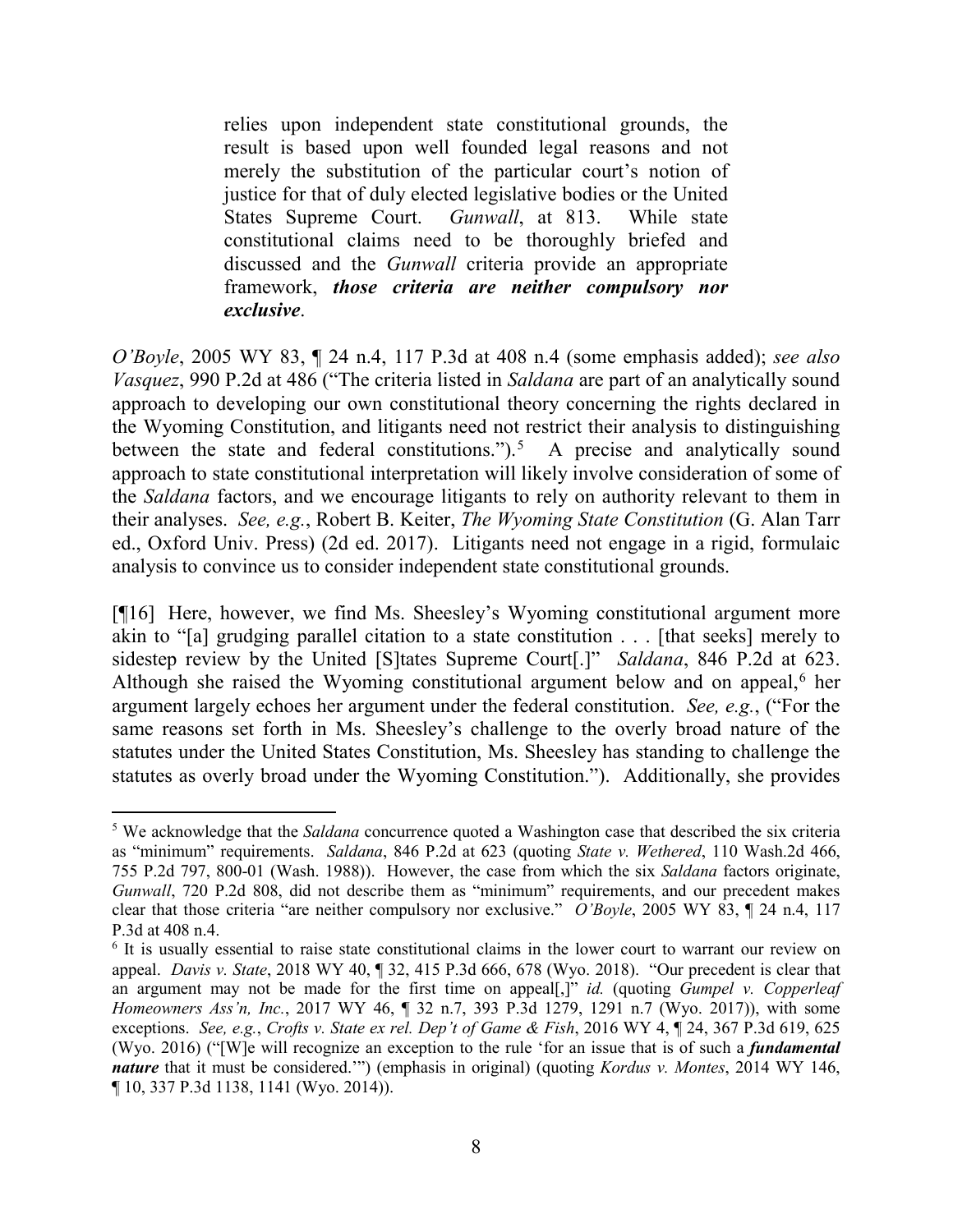> relies upon independent state constitutional grounds, the result is based upon well founded legal reasons and not merely the substitution of the particular court's notion of justice for that of duly elected legislative bodies or the United States Supreme Court. *Gunwall*, at 813. While state constitutional claims need to be thoroughly briefed and discussed and the *Gunwall* criteria provide an appropriate framework, ***those criteria are neither compulsory nor exclusive***.

*O'Boyle*, 2005 WY 83, ¶ 24 n.4, 117 P.3d at 408 n.4 (some emphasis added); *see also Vasquez*, 990 P.2d at 486 ("The criteria listed in *Saldana* are part of an analytically sound approach to developing our own constitutional theory concerning the rights declared in the Wyoming Constitution, and litigants need not restrict their analysis to distinguishing between the state and federal constitutions.").[5] A precise and analytically sound approach to state constitutional interpretation will likely involve consideration of some of the *Saldana* factors, and we encourage litigants to rely on authority relevant to them in their analyses. *See, e.g.*, Robert B. Keiter, *The Wyoming State Constitution* (G. Alan Tarr ed., Oxford Univ. Press) (2d ed. 2017). Litigants need not engage in a rigid, formulaic analysis to convince us to consider independent state constitutional grounds.

[¶16] Here, however, we find Ms. Sheesley's Wyoming constitutional argument more akin to "[a] grudging parallel citation to a state constitution . . . [that seeks] merely to sidestep review by the United [S]tates Supreme Court[.]" *Saldana*, 846 P.2d at 623. Although she raised the Wyoming constitutional argument below and on appeal,[6] her argument largely echoes her argument under the federal constitution. *See, e.g.*, ("For the same reasons set forth in Ms. Sheesley's challenge to the overly broad nature of the statutes under the United States Constitution, Ms. Sheesley has standing to challenge the statutes as overly broad under the Wyoming Constitution."). Additionally, she provides

---

[5] We acknowledge that the *Saldana* concurrence quoted a Washington case that described the six criteria as "minimum" requirements. *Saldana*, 846 P.2d at 623 (quoting *State v. Wethered*, 110 Wash.2d 466, 755 P.2d 797, 800-01 (Wash. 1988)). However, the case from which the six *Saldana* factors originate, *Gunwall*, 720 P.2d 808, did not describe them as "minimum" requirements, and our precedent makes clear that those criteria "are neither compulsory nor exclusive." *O'Boyle*, 2005 WY 83, ¶ 24 n.4, 117 P.3d at 408 n.4.

[6] It is usually essential to raise state constitutional claims in the lower court to warrant our review on appeal. *Davis v. State*, 2018 WY 40, ¶ 32, 415 P.3d 666, 678 (Wyo. 2018). "Our precedent is clear that an argument may not be made for the first time on appeal[,]" *id.* (quoting *Gumpel v. Copperleaf Homeowners Ass'n, Inc.*, 2017 WY 46, ¶ 32 n.7, 393 P.3d 1279, 1291 n.7 (Wyo. 2017)), with some exceptions. *See, e.g.*, *Crofts v. State ex rel. Dep't of Game & Fish*, 2016 WY 4, ¶ 24, 367 P.3d 619, 625 (Wyo. 2016) ("[W]e will recognize an exception to the rule 'for an issue that is of such a ***fundamental nature*** that it must be considered.'") (emphasis in original) (quoting *Kordus v. Montes*, 2014 WY 146, ¶ 10, 337 P.3d 1138, 1141 (Wyo. 2014)).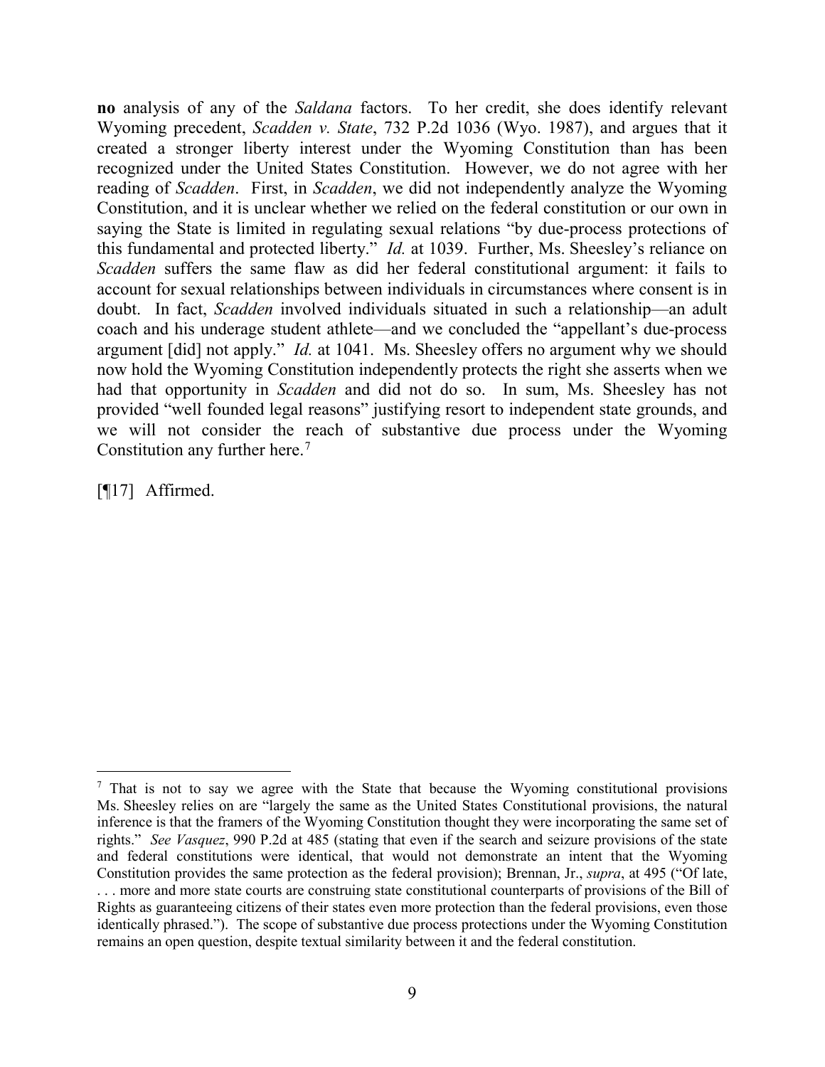**no** analysis of any of the *Saldana* factors. To her credit, she does identify relevant Wyoming precedent, *Scadden v. State*, 732 P.2d 1036 (Wyo. 1987), and argues that it created a stronger liberty interest under the Wyoming Constitution than has been recognized under the United States Constitution. However, we do not agree with her reading of *Scadden*. First, in *Scadden*, we did not independently analyze the Wyoming Constitution, and it is unclear whether we relied on the federal constitution or our own in saying the State is limited in regulating sexual relations "by due-process protections of this fundamental and protected liberty." *Id.* at 1039. Further, Ms. Sheesley's reliance on *Scadden* suffers the same flaw as did her federal constitutional argument: it fails to account for sexual relationships between individuals in circumstances where consent is in doubt. In fact, *Scadden* involved individuals situated in such a relationship—an adult coach and his underage student athlete—and we concluded the "appellant's due-process argument [did] not apply." *Id.* at 1041. Ms. Sheesley offers no argument why we should now hold the Wyoming Constitution independently protects the right she asserts when we had that opportunity in *Scadden* and did not do so. In sum, Ms. Sheesley has not provided "well founded legal reasons" justifying resort to independent state grounds, and we will not consider the reach of substantive due process under the Wyoming Constitution any further here.[7]

[¶17] Affirmed.

---

[7] That is not to say we agree with the State that because the Wyoming constitutional provisions Ms. Sheesley relies on are "largely the same as the United States Constitutional provisions, the natural inference is that the framers of the Wyoming Constitution thought they were incorporating the same set of rights." *See Vasquez*, 990 P.2d at 485 (stating that even if the search and seizure provisions of the state and federal constitutions were identical, that would not demonstrate an intent that the Wyoming Constitution provides the same protection as the federal provision); Brennan, Jr., *supra*, at 495 ("Of late, . . . more and more state courts are construing state constitutional counterparts of provisions of the Bill of Rights as guaranteeing citizens of their states even more protection than the federal provisions, even those identically phrased."). The scope of substantive due process protections under the Wyoming Constitution remains an open question, despite textual similarity between it and the federal constitution.